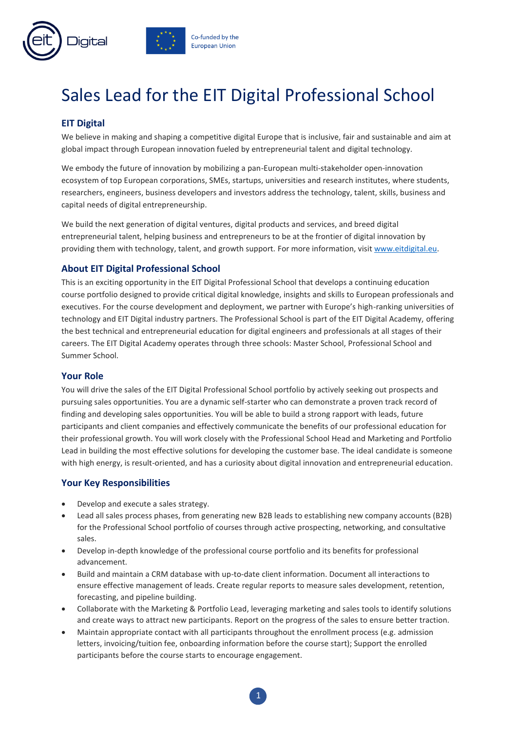# Sales Lead for the EIT Digital Professional School

## EIT Digital

We believe in making and shaping a competitive digital Europe that is inclusive, fair and sustainable and aim at global impact through European innovation fueled by entrepreneurial talent and digital technology.

We embody the future of innovation by mobilizing a pan-European multi-stakeholder open-innovation ecosystem of top European corporations, SMEs, startups, universities and research institutes, where students, researchers, engineers, business developers and investors address the technology, talent, skills, business and capital needs of digital entrepreneurship.

We build the next generation of digital ventures, digital products and services, and breed digital entrepreneurial talent, helping business and entrepreneurs to be at the frontier of digital innovation by providing them with technology, talent, and growth support. For more information, visit www.eitdigital.eu.

## About EIT Digital Professional School

This is an exciting opportunity in the EIT Digital Professional School that develops a continuing education course portfolio designed to provide critical digital knowledge, insights and skills to European professionals and executives. For the course development and deployment, we partner with Europe's high-ranking universities of technology and EIT Digital industry partners. The Professional School is part of the EIT Digital Academy, offering the best technical and entrepreneurial education for digital engineers and professionals at all stages of their careers. The EIT Digital Academy operates through three schools: Master School, Professional School and Summer School.

## Your Role

You will drive the sales of the EIT Digital Professional School portfolio by actively seeking out prospects and pursuing sales opportunities. You are a dynamic self-starter who can demonstrate a proven track record of finding and developing sales opportunities. You will be able to build a strong rapport with leads, future participants and client companies and effectively communicate the benefits of our professional education for their professional growth. You will work closely with the Professional School Head and Marketing and Portfolio Lead in building the most effective solutions for developing the customer base. The ideal candidate is someone with high energy, is result-oriented, and has a curiosity about digital innovation and entrepreneurial education.

## Your Key Responsibilities

- Develop and execute a sales strategy.
- Lead all sales process phases, from generating new B2B leads to establishing new company accounts (B2B) for the Professional School portfolio of courses through active prospecting, networking, and consultative sales.
- Develop in-depth knowledge of the professional course portfolio and its benefits for professional advancement.
- Build and maintain a CRM database with up-to-date client information. Document all interactions to ensure effective management of leads. Create regular reports to measure sales development, retention, forecasting, and pipeline building.
- Collaborate with the Marketing & Portfolio Lead, leveraging marketing and sales tools to identify solutions and create ways to attract new participants. Report on the progress of the sales to ensure better traction.
- Maintain appropriate contact with all participants throughout the enrollment process (e.g. admission letters, invoicing/tuition fee, onboarding information before the course start); Support the enrolled participants before the course starts to encourage engagement.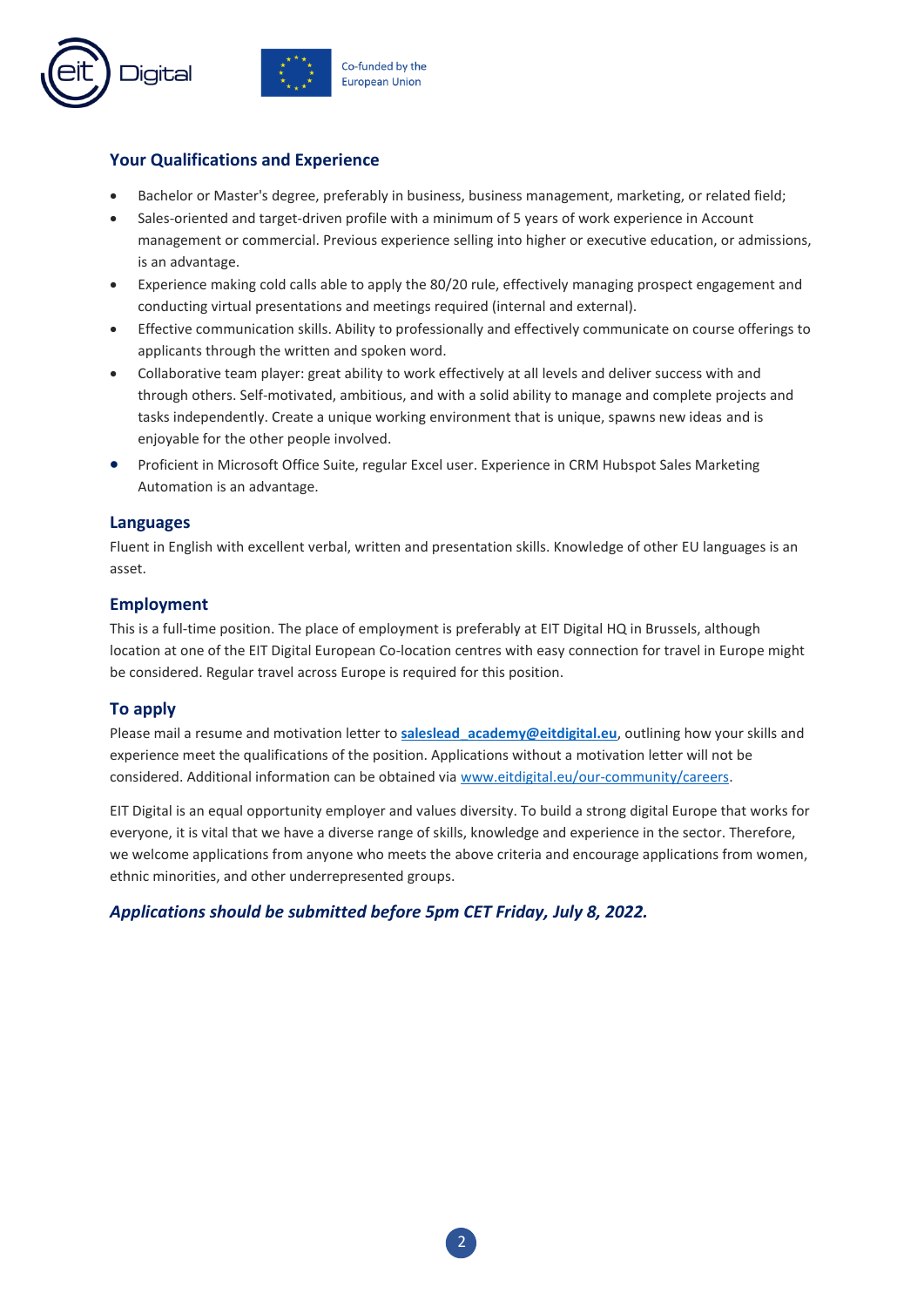## Your Qualifications and Experience

- Bachelor or Master's degree, preferably in business, business management, marketing, or related field;
- Sales-oriented and target-driven profile with a minimum of 5 years of work experience in Account management or commercial. Previous experience selling into higher or executive education, or admissions, is an advantage.
- Experience making cold calls able to apply the 80/20 rule, effectively managing prospect engagement and conducting virtual presentations and meetings required (internal and external).
- Effective communication skills. Ability to professionally and effectively communicate on course offerings to applicants through the written and spoken word.
- Collaborative team player: great ability to work effectively at all levels and deliver success with and through others. Self-motivated, ambitious, and with a solid ability to manage and complete projects and tasks independently. Create a unique working environment that is unique, spawns new ideas and is enjoyable for the other people involved.
- Proficient in Microsoft Office Suite, regular Excel user. Experience in CRM Hubspot Sales Marketing Automation is an advantage.

## Languages

Fluent in English with excellent verbal, written and presentation skills. Knowledge of other EU languages is an asset.

## Employment

This is a full-time position. The place of employment is preferably at EIT Digital HQ in Brussels, although location at one of the EIT Digital European Co-location centres with easy connection for travel in Europe might be considered. Regular travel across Europe is required for this position.

## To apply

Please mail a resume and motivation letter to **saleslead_academy@eitdigital.eu**, outlining how your skills and experience meet the qualifications of the position. Applications without a motivation letter will not be considered. Additional information can be obtained via www.eitdigital.eu/our-community/careers.

EIT Digital is an equal opportunity employer and values diversity. To build a strong digital Europe that works for everyone, it is vital that we have a diverse range of skills, knowledge and experience in the sector. Therefore, we welcome applications from anyone who meets the above criteria and encourage applications from women, ethnic minorities, and other underrepresented groups.

***Applications should be submitted before 5pm CET Friday, July 8, 2022.***